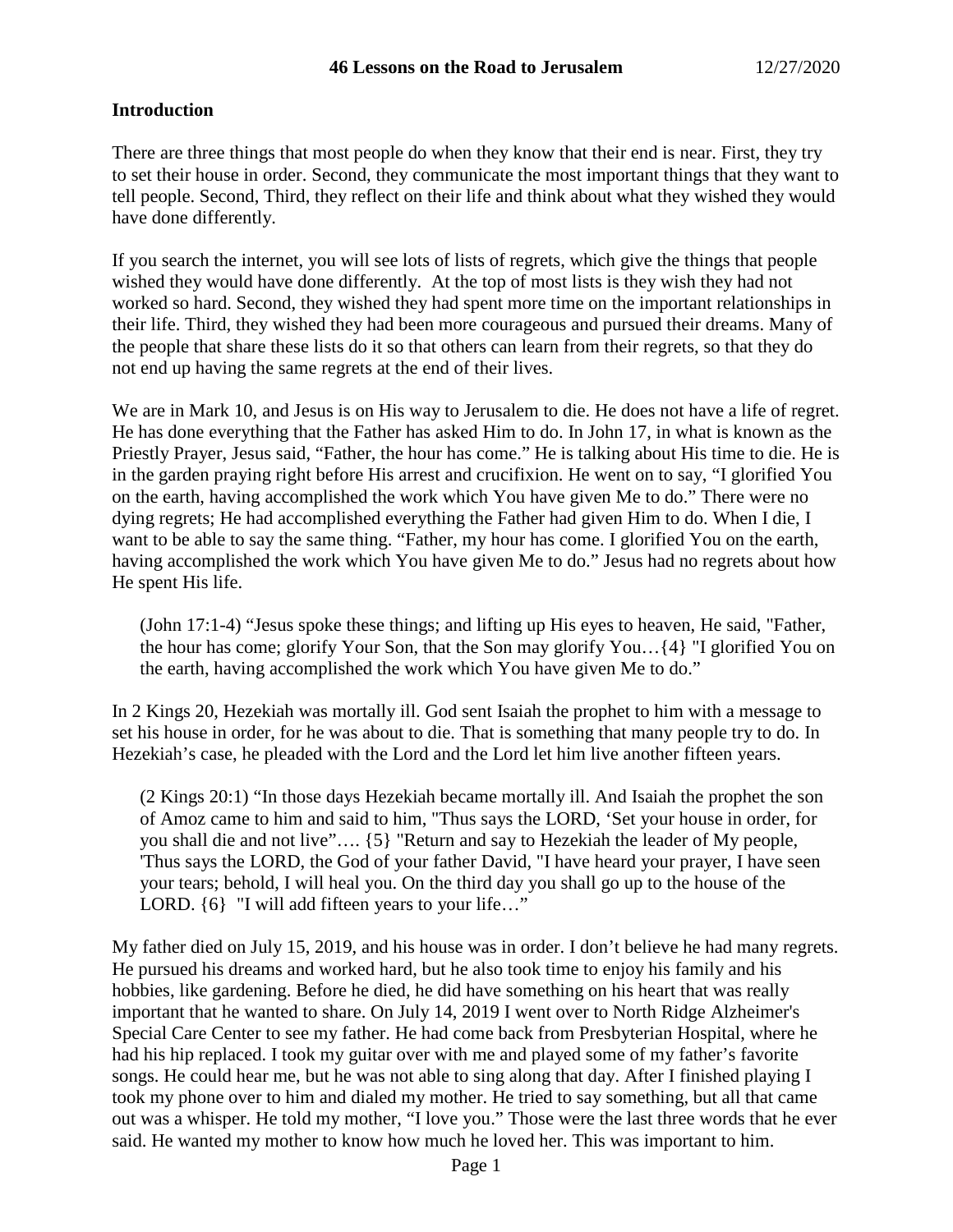**46 Lessons on the Road to Jerusalem** 12/27/2020

**Introduction**

There are three things that most people do when they know that their end is near. First, they try to set their house in order. Second, they communicate the most important things that they want to tell people. Second, Third, they reflect on their life and think about what they wished they would have done differently.

If you search the internet, you will see lots of lists of regrets, which give the things that people wished they would have done differently. At the top of most lists is they wish they had not worked so hard. Second, they wished they had spent more time on the important relationships in their life. Third, they wished they had been more courageous and pursued their dreams. Many of the people that share these lists do it so that others can learn from their regrets, so that they do not end up having the same regrets at the end of their lives.

We are in Mark 10, and Jesus is on His way to Jerusalem to die. He does not have a life of regret. He has done everything that the Father has asked Him to do. In John 17, in what is known as the Priestly Prayer, Jesus said, "Father, the hour has come." He is talking about His time to die. He is in the garden praying right before His arrest and crucifixion. He went on to say, "I glorified You on the earth, having accomplished the work which You have given Me to do." There were no dying regrets; He had accomplished everything the Father had given Him to do. When I die, I want to be able to say the same thing. "Father, my hour has come. I glorified You on the earth, having accomplished the work which You have given Me to do." Jesus had no regrets about how He spent His life.

> (John 17:1-4) "Jesus spoke these things; and lifting up His eyes to heaven, He said, "Father, the hour has come; glorify Your Son, that the Son may glorify You…{4} "I glorified You on the earth, having accomplished the work which You have given Me to do."

In 2 Kings 20, Hezekiah was mortally ill. God sent Isaiah the prophet to him with a message to set his house in order, for he was about to die. That is something that many people try to do. In Hezekiah's case, he pleaded with the Lord and the Lord let him live another fifteen years.

> (2 Kings 20:1) "In those days Hezekiah became mortally ill. And Isaiah the prophet the son of Amoz came to him and said to him, "Thus says the LORD, 'Set your house in order, for you shall die and not live"…. {5} "Return and say to Hezekiah the leader of My people, 'Thus says the LORD, the God of your father David, "I have heard your prayer, I have seen your tears; behold, I will heal you. On the third day you shall go up to the house of the LORD. {6} "I will add fifteen years to your life…"

My father died on July 15, 2019, and his house was in order. I don't believe he had many regrets. He pursued his dreams and worked hard, but he also took time to enjoy his family and his hobbies, like gardening. Before he died, he did have something on his heart that was really important that he wanted to share. On July 14, 2019 I went over to North Ridge Alzheimer's Special Care Center to see my father. He had come back from Presbyterian Hospital, where he had his hip replaced. I took my guitar over with me and played some of my father's favorite songs. He could hear me, but he was not able to sing along that day. After I finished playing I took my phone over to him and dialed my mother. He tried to say something, but all that came out was a whisper. He told my mother, "I love you." Those were the last three words that he ever said. He wanted my mother to know how much he loved her. This was important to him.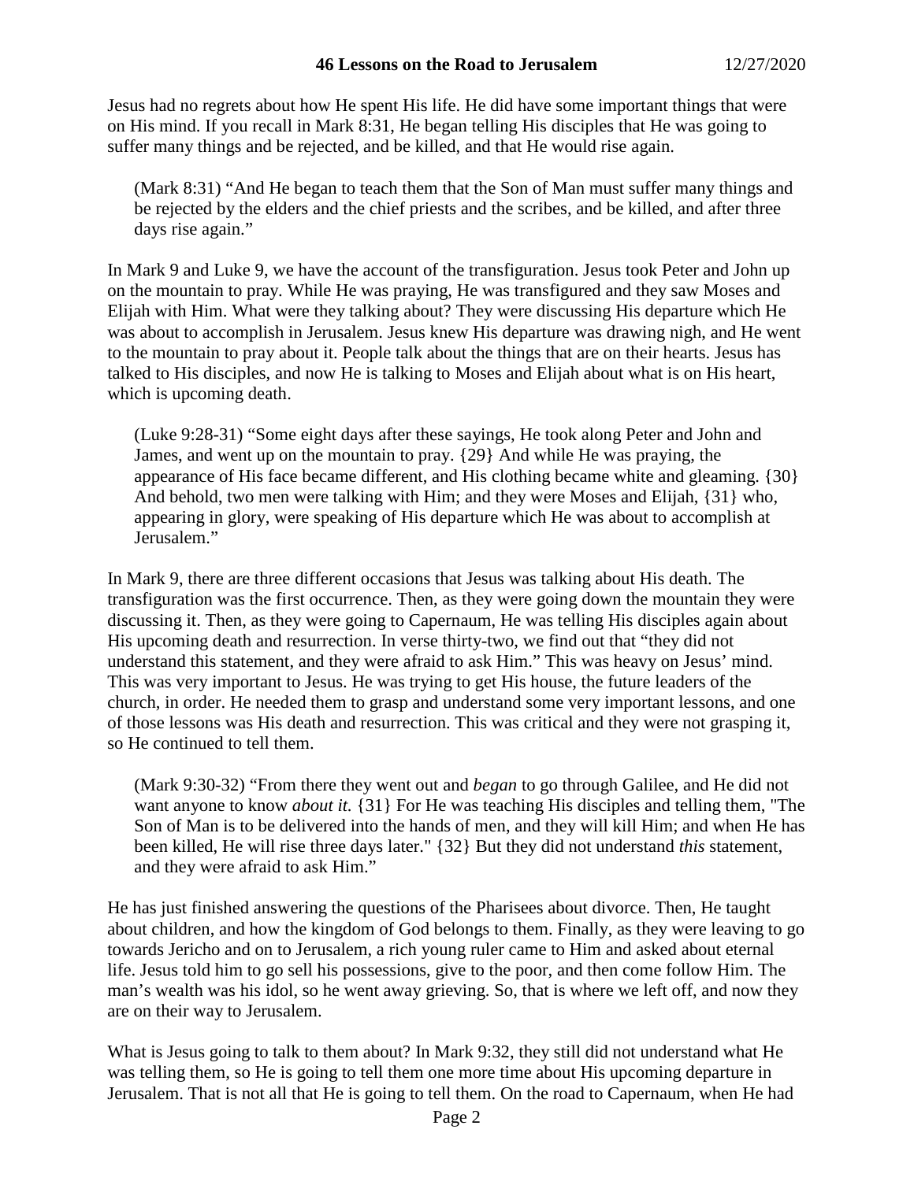Jesus had no regrets about how He spent His life. He did have some important things that were on His mind. If you recall in Mark 8:31, He began telling His disciples that He was going to suffer many things and be rejected, and be killed, and that He would rise again.

> (Mark 8:31) "And He began to teach them that the Son of Man must suffer many things and be rejected by the elders and the chief priests and the scribes, and be killed, and after three days rise again."

In Mark 9 and Luke 9, we have the account of the transfiguration. Jesus took Peter and John up on the mountain to pray. While He was praying, He was transfigured and they saw Moses and Elijah with Him. What were they talking about? They were discussing His departure which He was about to accomplish in Jerusalem. Jesus knew His departure was drawing nigh, and He went to the mountain to pray about it. People talk about the things that are on their hearts. Jesus has talked to His disciples, and now He is talking to Moses and Elijah about what is on His heart, which is upcoming death.

> (Luke 9:28-31) "Some eight days after these sayings, He took along Peter and John and James, and went up on the mountain to pray. {29} And while He was praying, the appearance of His face became different, and His clothing became white and gleaming. {30} And behold, two men were talking with Him; and they were Moses and Elijah, {31} who, appearing in glory, were speaking of His departure which He was about to accomplish at Jerusalem."

In Mark 9, there are three different occasions that Jesus was talking about His death. The transfiguration was the first occurrence. Then, as they were going down the mountain they were discussing it. Then, as they were going to Capernaum, He was telling His disciples again about His upcoming death and resurrection. In verse thirty-two, we find out that "they did not understand this statement, and they were afraid to ask Him." This was heavy on Jesus' mind. This was very important to Jesus. He was trying to get His house, the future leaders of the church, in order. He needed them to grasp and understand some very important lessons, and one of those lessons was His death and resurrection. This was critical and they were not grasping it, so He continued to tell them.

> (Mark 9:30-32) "From there they went out and *began* to go through Galilee, and He did not want anyone to know *about it.* {31} For He was teaching His disciples and telling them, "The Son of Man is to be delivered into the hands of men, and they will kill Him; and when He has been killed, He will rise three days later." {32} But they did not understand *this* statement, and they were afraid to ask Him."

He has just finished answering the questions of the Pharisees about divorce. Then, He taught about children, and how the kingdom of God belongs to them. Finally, as they were leaving to go towards Jericho and on to Jerusalem, a rich young ruler came to Him and asked about eternal life. Jesus told him to go sell his possessions, give to the poor, and then come follow Him. The man's wealth was his idol, so he went away grieving. So, that is where we left off, and now they are on their way to Jerusalem.

What is Jesus going to talk to them about? In Mark 9:32, they still did not understand what He was telling them, so He is going to tell them one more time about His upcoming departure in Jerusalem. That is not all that He is going to tell them. On the road to Capernaum, when He had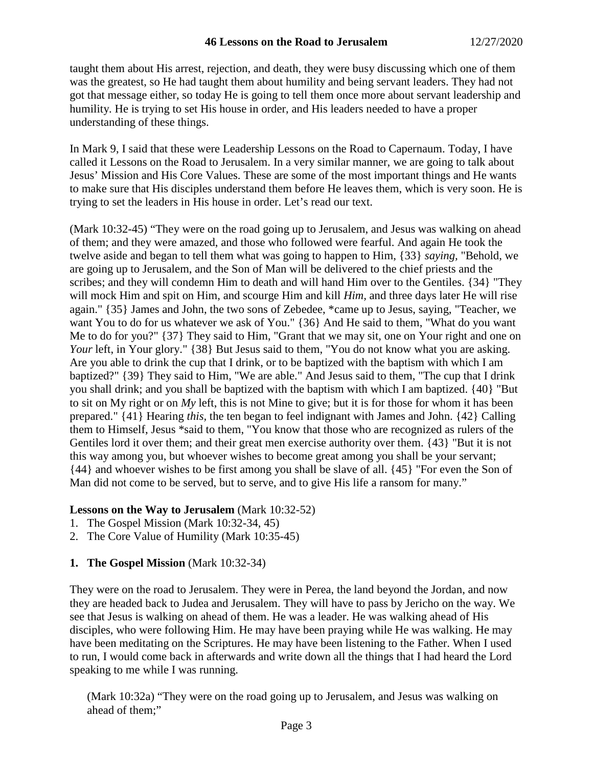taught them about His arrest, rejection, and death, they were busy discussing which one of them was the greatest, so He had taught them about humility and being servant leaders. They had not got that message either, so today He is going to tell them once more about servant leadership and humility. He is trying to set His house in order, and His leaders needed to have a proper understanding of these things.

In Mark 9, I said that these were Leadership Lessons on the Road to Capernaum. Today, I have called it Lessons on the Road to Jerusalem. In a very similar manner, we are going to talk about Jesus' Mission and His Core Values. These are some of the most important things and He wants to make sure that His disciples understand them before He leaves them, which is very soon. He is trying to set the leaders in His house in order. Let's read our text.

(Mark 10:32-45) "They were on the road going up to Jerusalem, and Jesus was walking on ahead of them; and they were amazed, and those who followed were fearful. And again He took the twelve aside and began to tell them what was going to happen to Him, {33} *saying*, "Behold, we are going up to Jerusalem, and the Son of Man will be delivered to the chief priests and the scribes; and they will condemn Him to death and will hand Him over to the Gentiles. {34} "They will mock Him and spit on Him, and scourge Him and kill *Him*, and three days later He will rise again." {35} James and John, the two sons of Zebedee, *came up to Jesus, saying, "Teacher, we want You to do for us whatever we ask of You." {36} And He said to them, "What do you want Me to do for you?" {37} They said to Him, "Grant that we may sit, one on Your right and one on *Your* left, in Your glory." {38} But Jesus said to them, "You do not know what you are asking. Are you able to drink the cup that I drink, or to be baptized with the baptism with which I am baptized?" {39} They said to Him, "We are able." And Jesus said to them, "The cup that I drink you shall drink; and you shall be baptized with the baptism with which I am baptized. {40} "But to sit on My right or on *My* left, this is not Mine to give; but it is for those for whom it has been prepared." {41} Hearing *this*, the ten began to feel indignant with James and John. {42} Calling them to Himself, Jesus *said to them, "You know that those who are recognized as rulers of the Gentiles lord it over them; and their great men exercise authority over them. {43} "But it is not this way among you, but whoever wishes to become great among you shall be your servant; {44} and whoever wishes to be first among you shall be slave of all. {45} "For even the Son of Man did not come to be served, but to serve, and to give His life a ransom for many."

**Lessons on the Way to Jerusalem** (Mark 10:32-52)
1. The Gospel Mission (Mark 10:32-34, 45)
2. The Core Value of Humility (Mark 10:35-45)

**1. The Gospel Mission** (Mark 10:32-34)

They were on the road to Jerusalem. They were in Perea, the land beyond the Jordan, and now they are headed back to Judea and Jerusalem. They will have to pass by Jericho on the way. We see that Jesus is walking on ahead of them. He was a leader. He was walking ahead of His disciples, who were following Him. He may have been praying while He was walking. He may have been meditating on the Scriptures. He may have been listening to the Father. When I used to run, I would come back in afterwards and write down all the things that I had heard the Lord speaking to me while I was running.

> (Mark 10:32a) "They were on the road going up to Jerusalem, and Jesus was walking on ahead of them;"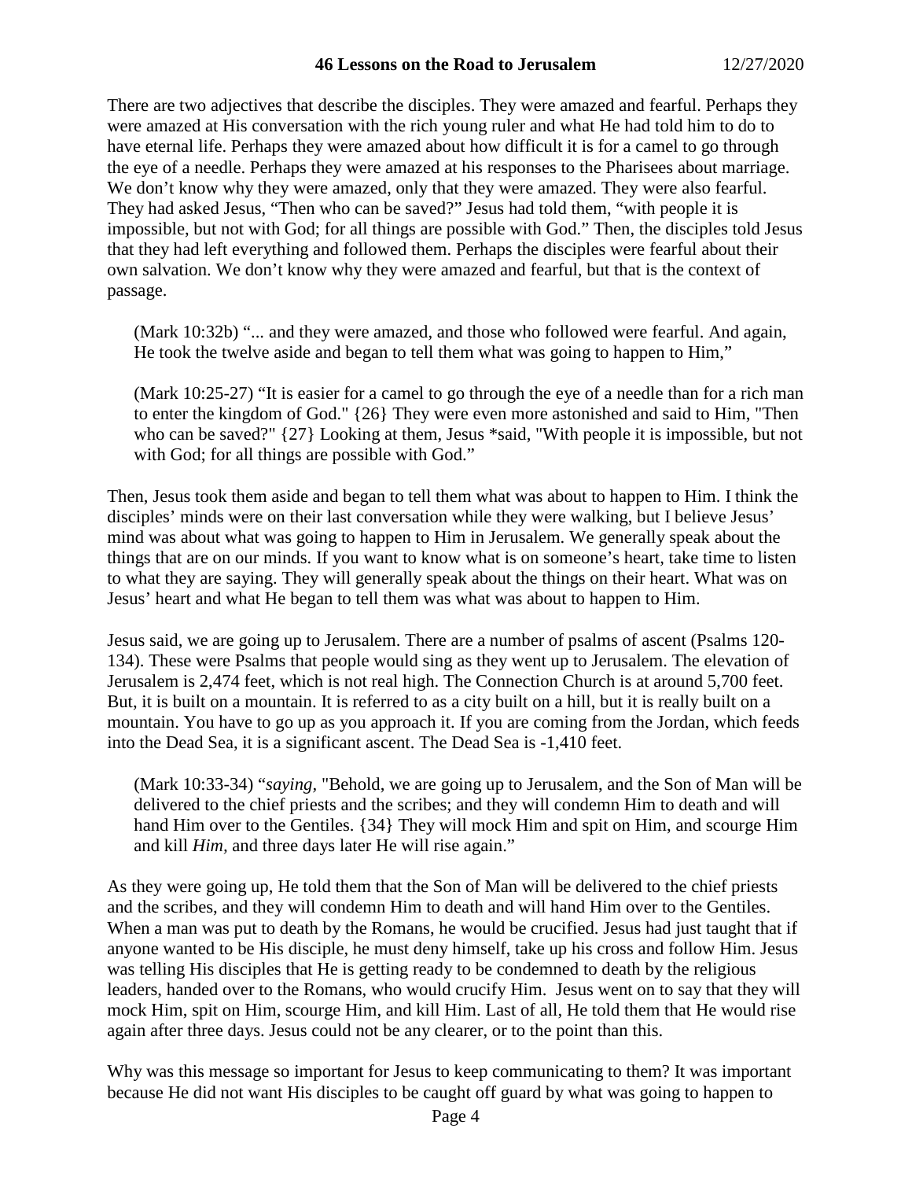There are two adjectives that describe the disciples. They were amazed and fearful. Perhaps they were amazed at His conversation with the rich young ruler and what He had told him to do to have eternal life. Perhaps they were amazed about how difficult it is for a camel to go through the eye of a needle. Perhaps they were amazed at his responses to the Pharisees about marriage. We don't know why they were amazed, only that they were amazed. They were also fearful. They had asked Jesus, "Then who can be saved?" Jesus had told them, "with people it is impossible, but not with God; for all things are possible with God." Then, the disciples told Jesus that they had left everything and followed them. Perhaps the disciples were fearful about their own salvation. We don't know why they were amazed and fearful, but that is the context of passage.

> (Mark 10:32b) "... and they were amazed, and those who followed were fearful. And again, He took the twelve aside and began to tell them what was going to happen to Him,"

> (Mark 10:25-27) "It is easier for a camel to go through the eye of a needle than for a rich man to enter the kingdom of God." {26} They were even more astonished and said to Him, "Then who can be saved?" {27} Looking at them, Jesus *said, "With people it is impossible, but not with God; for all things are possible with God."

Then, Jesus took them aside and began to tell them what was about to happen to Him. I think the disciples' minds were on their last conversation while they were walking, but I believe Jesus' mind was about what was going to happen to Him in Jerusalem. We generally speak about the things that are on our minds. If you want to know what is on someone's heart, take time to listen to what they are saying. They will generally speak about the things on their heart. What was on Jesus' heart and what He began to tell them was what was about to happen to Him.

Jesus said, we are going up to Jerusalem. There are a number of psalms of ascent (Psalms 120-134). These were Psalms that people would sing as they went up to Jerusalem. The elevation of Jerusalem is 2,474 feet, which is not real high. The Connection Church is at around 5,700 feet. But, it is built on a mountain. It is referred to as a city built on a hill, but it is really built on a mountain. You have to go up as you approach it. If you are coming from the Jordan, which feeds into the Dead Sea, it is a significant ascent. The Dead Sea is -1,410 feet.

> (Mark 10:33-34) "*saying,* "Behold, we are going up to Jerusalem, and the Son of Man will be delivered to the chief priests and the scribes; and they will condemn Him to death and will hand Him over to the Gentiles. {34} They will mock Him and spit on Him, and scourge Him and kill *Him,* and three days later He will rise again."

As they were going up, He told them that the Son of Man will be delivered to the chief priests and the scribes, and they will condemn Him to death and will hand Him over to the Gentiles. When a man was put to death by the Romans, he would be crucified. Jesus had just taught that if anyone wanted to be His disciple, he must deny himself, take up his cross and follow Him. Jesus was telling His disciples that He is getting ready to be condemned to death by the religious leaders, handed over to the Romans, who would crucify Him. Jesus went on to say that they will mock Him, spit on Him, scourge Him, and kill Him. Last of all, He told them that He would rise again after three days. Jesus could not be any clearer, or to the point than this.

Why was this message so important for Jesus to keep communicating to them? It was important because He did not want His disciples to be caught off guard by what was going to happen to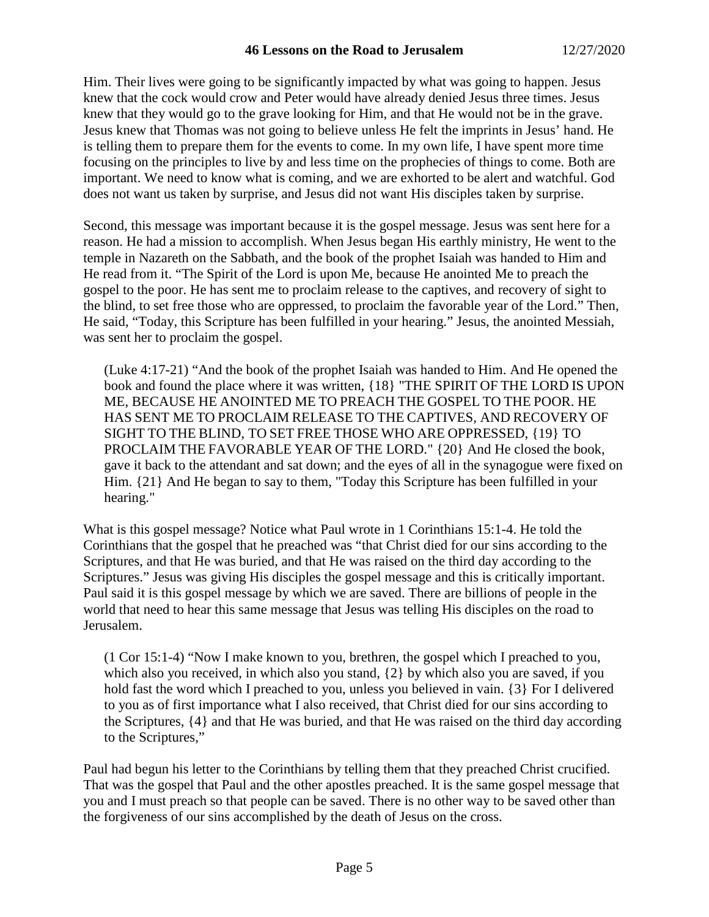Him. Their lives were going to be significantly impacted by what was going to happen. Jesus knew that the cock would crow and Peter would have already denied Jesus three times. Jesus knew that they would go to the grave looking for Him, and that He would not be in the grave. Jesus knew that Thomas was not going to believe unless He felt the imprints in Jesus' hand. He is telling them to prepare them for the events to come. In my own life, I have spent more time focusing on the principles to live by and less time on the prophecies of things to come. Both are important. We need to know what is coming, and we are exhorted to be alert and watchful. God does not want us taken by surprise, and Jesus did not want His disciples taken by surprise.

Second, this message was important because it is the gospel message. Jesus was sent here for a reason. He had a mission to accomplish. When Jesus began His earthly ministry, He went to the temple in Nazareth on the Sabbath, and the book of the prophet Isaiah was handed to Him and He read from it. "The Spirit of the Lord is upon Me, because He anointed Me to preach the gospel to the poor. He has sent me to proclaim release to the captives, and recovery of sight to the blind, to set free those who are oppressed, to proclaim the favorable year of the Lord." Then, He said, "Today, this Scripture has been fulfilled in your hearing." Jesus, the anointed Messiah, was sent her to proclaim the gospel.

> (Luke 4:17-21) "And the book of the prophet Isaiah was handed to Him. And He opened the book and found the place where it was written, {18} "THE SPIRIT OF THE LORD IS UPON ME, BECAUSE HE ANOINTED ME TO PREACH THE GOSPEL TO THE POOR. HE HAS SENT ME TO PROCLAIM RELEASE TO THE CAPTIVES, AND RECOVERY OF SIGHT TO THE BLIND, TO SET FREE THOSE WHO ARE OPPRESSED, {19} TO PROCLAIM THE FAVORABLE YEAR OF THE LORD." {20} And He closed the book, gave it back to the attendant and sat down; and the eyes of all in the synagogue were fixed on Him. {21} And He began to say to them, "Today this Scripture has been fulfilled in your hearing."

What is this gospel message? Notice what Paul wrote in 1 Corinthians 15:1-4. He told the Corinthians that the gospel that he preached was "that Christ died for our sins according to the Scriptures, and that He was buried, and that He was raised on the third day according to the Scriptures." Jesus was giving His disciples the gospel message and this is critically important. Paul said it is this gospel message by which we are saved. There are billions of people in the world that need to hear this same message that Jesus was telling His disciples on the road to Jerusalem.

> (1 Cor 15:1-4) "Now I make known to you, brethren, the gospel which I preached to you, which also you received, in which also you stand, {2} by which also you are saved, if you hold fast the word which I preached to you, unless you believed in vain. {3} For I delivered to you as of first importance what I also received, that Christ died for our sins according to the Scriptures, {4} and that He was buried, and that He was raised on the third day according to the Scriptures,"

Paul had begun his letter to the Corinthians by telling them that they preached Christ crucified. That was the gospel that Paul and the other apostles preached. It is the same gospel message that you and I must preach so that people can be saved. There is no other way to be saved other than the forgiveness of our sins accomplished by the death of Jesus on the cross.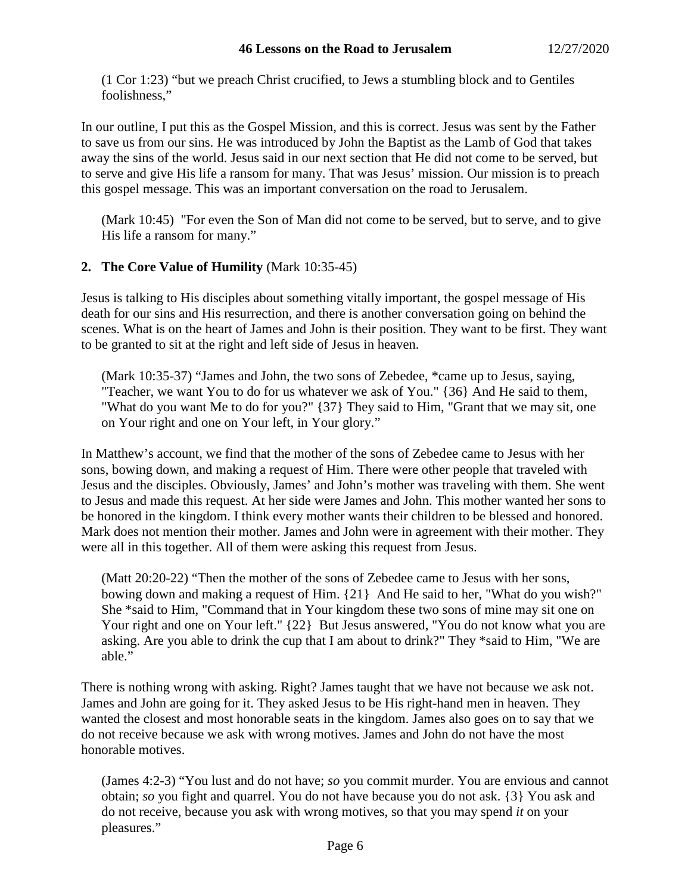(1 Cor 1:23) “but we preach Christ crucified, to Jews a stumbling block and to Gentiles foolishness,”

In our outline, I put this as the Gospel Mission, and this is correct. Jesus was sent by the Father to save us from our sins. He was introduced by John the Baptist as the Lamb of God that takes away the sins of the world. Jesus said in our next section that He did not come to be served, but to serve and give His life a ransom for many. That was Jesus’ mission. Our mission is to preach this gospel message. This was an important conversation on the road to Jerusalem.

(Mark 10:45) "For even the Son of Man did not come to be served, but to serve, and to give His life a ransom for many.”

**2. The Core Value of Humility** (Mark 10:35-45)

Jesus is talking to His disciples about something vitally important, the gospel message of His death for our sins and His resurrection, and there is another conversation going on behind the scenes. What is on the heart of James and John is their position. They want to be first. They want to be granted to sit at the right and left side of Jesus in heaven.

(Mark 10:35-37) “James and John, the two sons of Zebedee, *came up to Jesus, saying, "Teacher, we want You to do for us whatever we ask of You." {36} And He said to them, "What do you want Me to do for you?" {37} They said to Him, "Grant that we may sit, one on Your right and one on Your left, in Your glory.”

In Matthew’s account, we find that the mother of the sons of Zebedee came to Jesus with her sons, bowing down, and making a request of Him. There were other people that traveled with Jesus and the disciples. Obviously, James’ and John’s mother was traveling with them. She went to Jesus and made this request. At her side were James and John. This mother wanted her sons to be honored in the kingdom. I think every mother wants their children to be blessed and honored. Mark does not mention their mother. James and John were in agreement with their mother. They were all in this together. All of them were asking this request from Jesus.

(Matt 20:20-22) “Then the mother of the sons of Zebedee came to Jesus with her sons, bowing down and making a request of Him. {21} And He said to her, "What do you wish?" She *said to Him, "Command that in Your kingdom these two sons of mine may sit one on Your right and one on Your left." {22} But Jesus answered, "You do not know what you are asking. Are you able to drink the cup that I am about to drink?" They *said to Him, "We are able.”

There is nothing wrong with asking. Right? James taught that we have not because we ask not. James and John are going for it. They asked Jesus to be His right-hand men in heaven. They wanted the closest and most honorable seats in the kingdom. James also goes on to say that we do not receive because we ask with wrong motives. James and John do not have the most honorable motives.

(James 4:2-3) “You lust and do not have; *so* you commit murder. You are envious and cannot obtain; *so* you fight and quarrel. You do not have because you do not ask. {3} You ask and do not receive, because you ask with wrong motives, so that you may spend *it* on your pleasures.”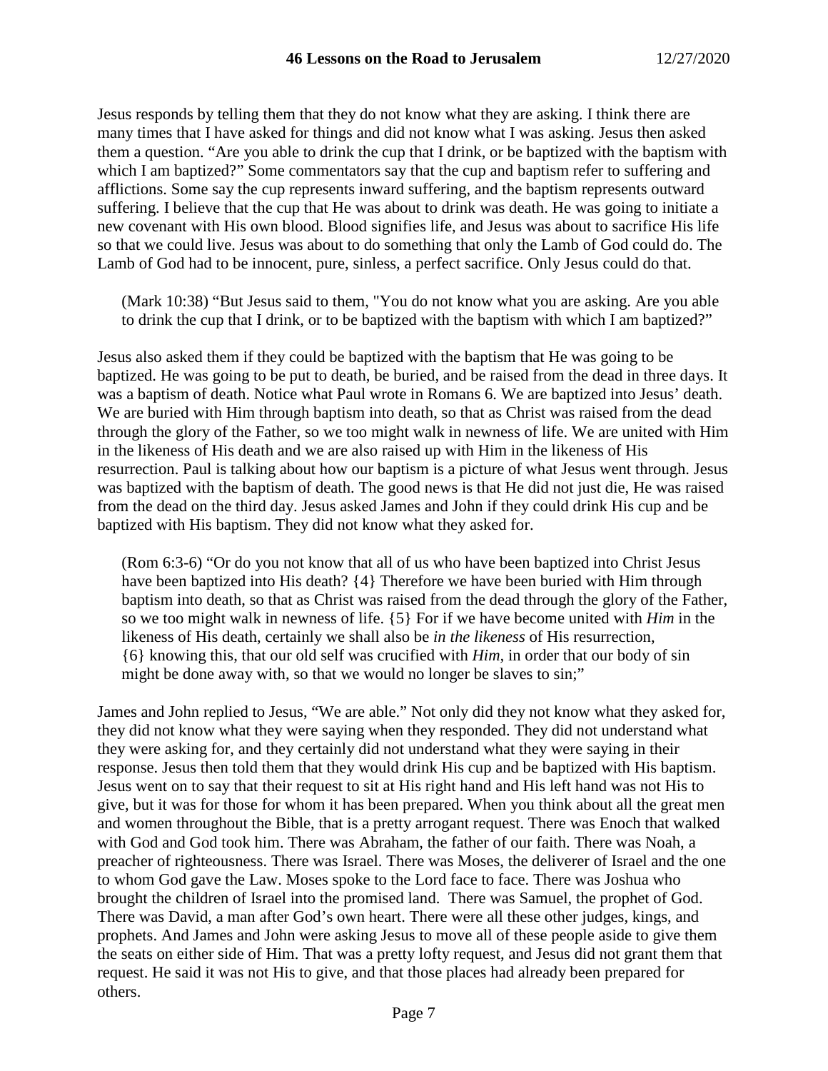Jesus responds by telling them that they do not know what they are asking. I think there are many times that I have asked for things and did not know what I was asking. Jesus then asked them a question. “Are you able to drink the cup that I drink, or be baptized with the baptism with which I am baptized?” Some commentators say that the cup and baptism refer to suffering and afflictions. Some say the cup represents inward suffering, and the baptism represents outward suffering. I believe that the cup that He was about to drink was death. He was going to initiate a new covenant with His own blood. Blood signifies life, and Jesus was about to sacrifice His life so that we could live. Jesus was about to do something that only the Lamb of God could do. The Lamb of God had to be innocent, pure, sinless, a perfect sacrifice. Only Jesus could do that.

> (Mark 10:38) “But Jesus said to them, "You do not know what you are asking. Are you able to drink the cup that I drink, or to be baptized with the baptism with which I am baptized?”

Jesus also asked them if they could be baptized with the baptism that He was going to be baptized. He was going to be put to death, be buried, and be raised from the dead in three days. It was a baptism of death. Notice what Paul wrote in Romans 6. We are baptized into Jesus’ death. We are buried with Him through baptism into death, so that as Christ was raised from the dead through the glory of the Father, so we too might walk in newness of life. We are united with Him in the likeness of His death and we are also raised up with Him in the likeness of His resurrection. Paul is talking about how our baptism is a picture of what Jesus went through. Jesus was baptized with the baptism of death. The good news is that He did not just die, He was raised from the dead on the third day. Jesus asked James and John if they could drink His cup and be baptized with His baptism. They did not know what they asked for.

> (Rom 6:3-6) “Or do you not know that all of us who have been baptized into Christ Jesus have been baptized into His death? {4} Therefore we have been buried with Him through baptism into death, so that as Christ was raised from the dead through the glory of the Father, so we too might walk in newness of life. {5} For if we have become united with *Him* in the likeness of His death, certainly we shall also be *in the likeness* of His resurrection, {6} knowing this, that our old self was crucified with *Him*, in order that our body of sin might be done away with, so that we would no longer be slaves to sin;”

James and John replied to Jesus, “We are able.” Not only did they not know what they asked for, they did not know what they were saying when they responded. They did not understand what they were asking for, and they certainly did not understand what they were saying in their response. Jesus then told them that they would drink His cup and be baptized with His baptism. Jesus went on to say that their request to sit at His right hand and His left hand was not His to give, but it was for those for whom it has been prepared. When you think about all the great men and women throughout the Bible, that is a pretty arrogant request. There was Enoch that walked with God and God took him. There was Abraham, the father of our faith. There was Noah, a preacher of righteousness. There was Israel. There was Moses, the deliverer of Israel and the one to whom God gave the Law. Moses spoke to the Lord face to face. There was Joshua who brought the children of Israel into the promised land. There was Samuel, the prophet of God. There was David, a man after God’s own heart. There were all these other judges, kings, and prophets. And James and John were asking Jesus to move all of these people aside to give them the seats on either side of Him. That was a pretty lofty request, and Jesus did not grant them that request. He said it was not His to give, and that those places had already been prepared for others.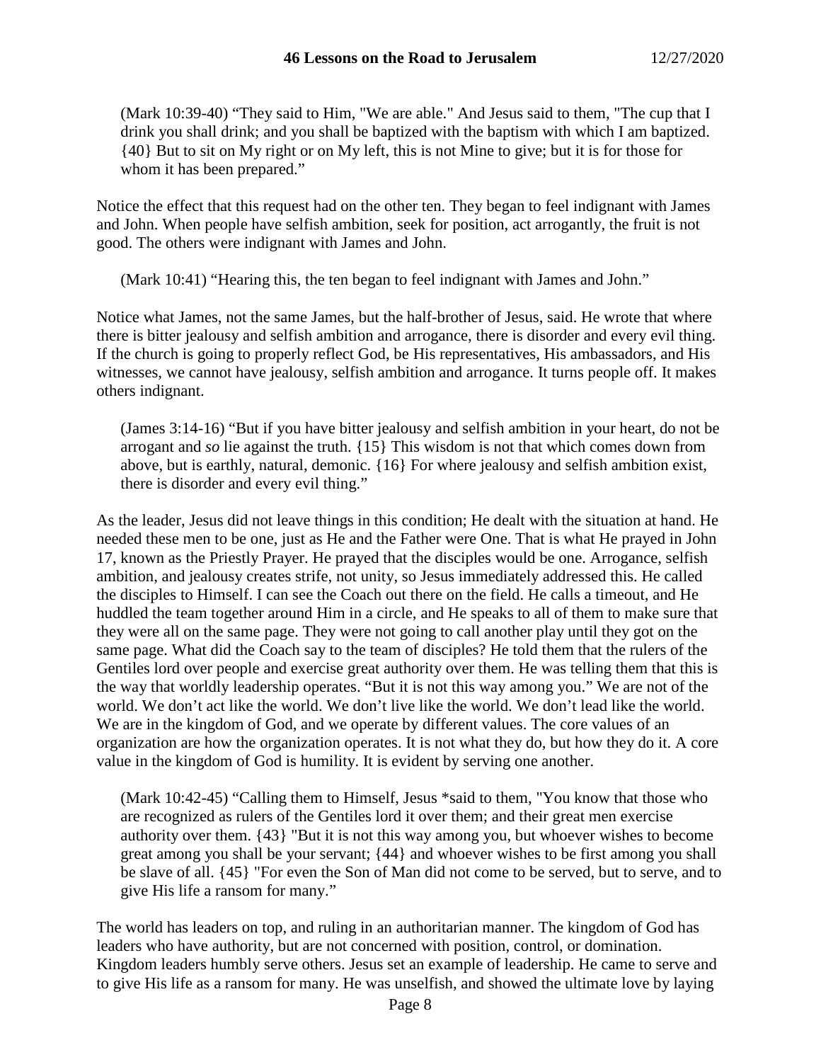(Mark 10:39-40) "They said to Him, "We are able." And Jesus said to them, "The cup that I drink you shall drink; and you shall be baptized with the baptism with which I am baptized. {40} But to sit on My right or on My left, this is not Mine to give; but it is for those for whom it has been prepared."

Notice the effect that this request had on the other ten. They began to feel indignant with James and John. When people have selfish ambition, seek for position, act arrogantly, the fruit is not good. The others were indignant with James and John.

(Mark 10:41) "Hearing this, the ten began to feel indignant with James and John."

Notice what James, not the same James, but the half-brother of Jesus, said. He wrote that where there is bitter jealousy and selfish ambition and arrogance, there is disorder and every evil thing. If the church is going to properly reflect God, be His representatives, His ambassadors, and His witnesses, we cannot have jealousy, selfish ambition and arrogance. It turns people off. It makes others indignant.

(James 3:14-16) "But if you have bitter jealousy and selfish ambition in your heart, do not be arrogant and *so* lie against the truth. {15} This wisdom is not that which comes down from above, but is earthly, natural, demonic. {16} For where jealousy and selfish ambition exist, there is disorder and every evil thing."

As the leader, Jesus did not leave things in this condition; He dealt with the situation at hand. He needed these men to be one, just as He and the Father were One. That is what He prayed in John 17, known as the Priestly Prayer. He prayed that the disciples would be one. Arrogance, selfish ambition, and jealousy creates strife, not unity, so Jesus immediately addressed this. He called the disciples to Himself. I can see the Coach out there on the field. He calls a timeout, and He huddled the team together around Him in a circle, and He speaks to all of them to make sure that they were all on the same page. They were not going to call another play until they got on the same page. What did the Coach say to the team of disciples? He told them that the rulers of the Gentiles lord over people and exercise great authority over them. He was telling them that this is the way that worldly leadership operates. "But it is not this way among you." We are not of the world. We don't act like the world. We don't live like the world. We don't lead like the world. We are in the kingdom of God, and we operate by different values. The core values of an organization are how the organization operates. It is not what they do, but how they do it. A core value in the kingdom of God is humility. It is evident by serving one another.

(Mark 10:42-45) "Calling them to Himself, Jesus *said to them, "You know that those who are recognized as rulers of the Gentiles lord it over them; and their great men exercise authority over them. {43} "But it is not this way among you, but whoever wishes to become great among you shall be your servant; {44} and whoever wishes to be first among you shall be slave of all. {45} "For even the Son of Man did not come to be served, but to serve, and to give His life a ransom for many."

The world has leaders on top, and ruling in an authoritarian manner. The kingdom of God has leaders who have authority, but are not concerned with position, control, or domination. Kingdom leaders humbly serve others. Jesus set an example of leadership. He came to serve and to give His life as a ransom for many. He was unselfish, and showed the ultimate love by laying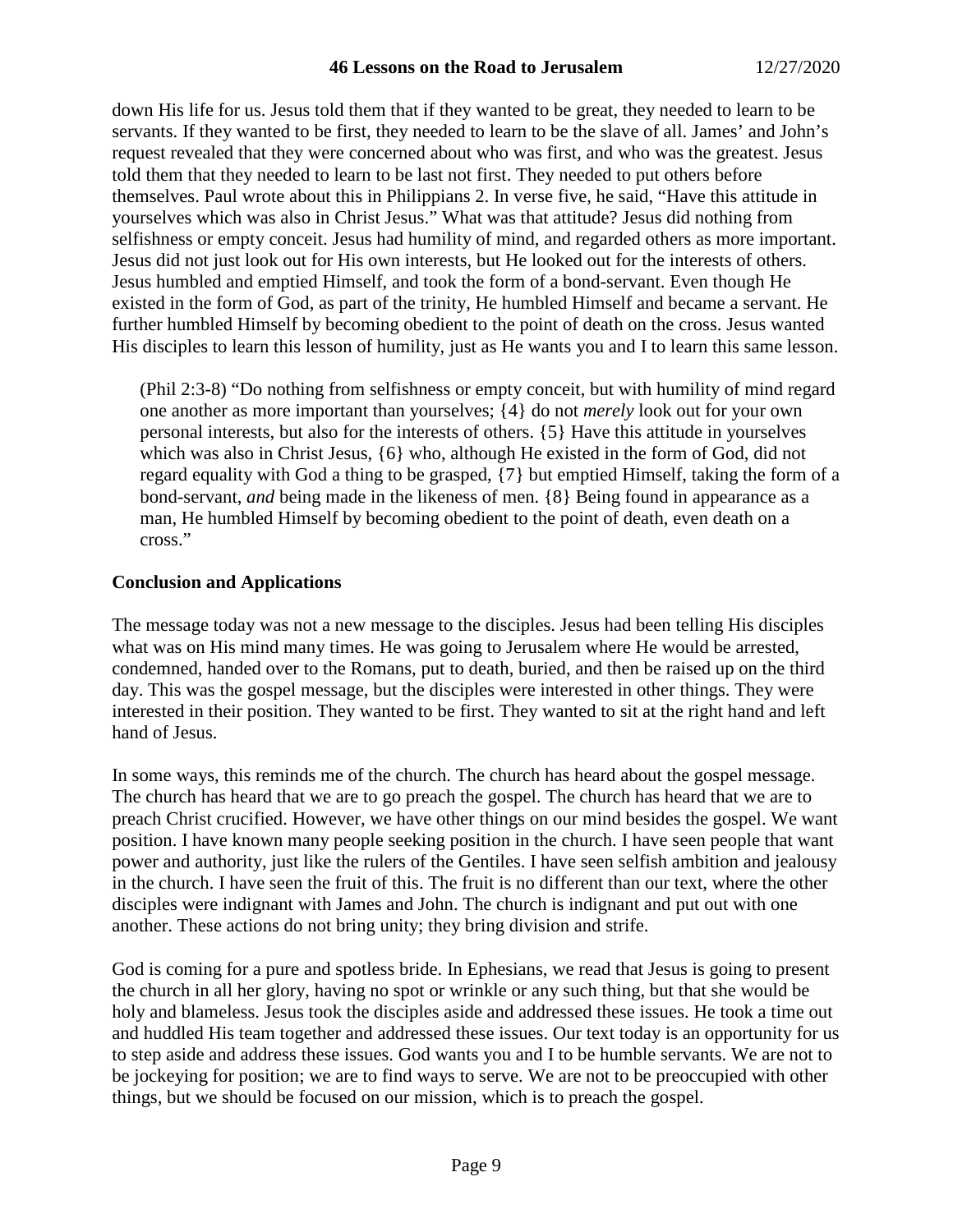down His life for us. Jesus told them that if they wanted to be great, they needed to learn to be servants. If they wanted to be first, they needed to learn to be the slave of all. James' and John's request revealed that they were concerned about who was first, and who was the greatest. Jesus told them that they needed to learn to be last not first. They needed to put others before themselves. Paul wrote about this in Philippians 2. In verse five, he said, "Have this attitude in yourselves which was also in Christ Jesus." What was that attitude? Jesus did nothing from selfishness or empty conceit. Jesus had humility of mind, and regarded others as more important. Jesus did not just look out for His own interests, but He looked out for the interests of others. Jesus humbled and emptied Himself, and took the form of a bond-servant. Even though He existed in the form of God, as part of the trinity, He humbled Himself and became a servant. He further humbled Himself by becoming obedient to the point of death on the cross. Jesus wanted His disciples to learn this lesson of humility, just as He wants you and I to learn this same lesson.

> (Phil 2:3-8) "Do nothing from selfishness or empty conceit, but with humility of mind regard one another as more important than yourselves; {4} do not *merely* look out for your own personal interests, but also for the interests of others. {5} Have this attitude in yourselves which was also in Christ Jesus, {6} who, although He existed in the form of God, did not regard equality with God a thing to be grasped, {7} but emptied Himself, taking the form of a bond-servant, *and* being made in the likeness of men. {8} Being found in appearance as a man, He humbled Himself by becoming obedient to the point of death, even death on a cross."

**Conclusion and Applications**

The message today was not a new message to the disciples. Jesus had been telling His disciples what was on His mind many times. He was going to Jerusalem where He would be arrested, condemned, handed over to the Romans, put to death, buried, and then be raised up on the third day. This was the gospel message, but the disciples were interested in other things. They were interested in their position. They wanted to be first. They wanted to sit at the right hand and left hand of Jesus.

In some ways, this reminds me of the church. The church has heard about the gospel message. The church has heard that we are to go preach the gospel. The church has heard that we are to preach Christ crucified. However, we have other things on our mind besides the gospel. We want position. I have known many people seeking position in the church. I have seen people that want power and authority, just like the rulers of the Gentiles. I have seen selfish ambition and jealousy in the church. I have seen the fruit of this. The fruit is no different than our text, where the other disciples were indignant with James and John. The church is indignant and put out with one another. These actions do not bring unity; they bring division and strife.

God is coming for a pure and spotless bride. In Ephesians, we read that Jesus is going to present the church in all her glory, having no spot or wrinkle or any such thing, but that she would be holy and blameless. Jesus took the disciples aside and addressed these issues. He took a time out and huddled His team together and addressed these issues. Our text today is an opportunity for us to step aside and address these issues. God wants you and I to be humble servants. We are not to be jockeying for position; we are to find ways to serve. We are not to be preoccupied with other things, but we should be focused on our mission, which is to preach the gospel.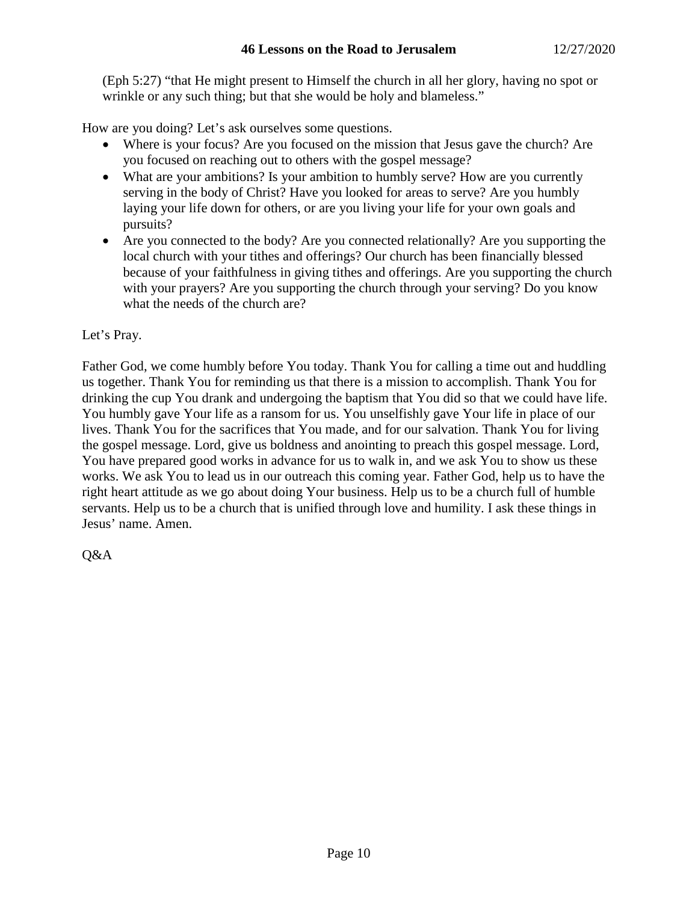(Eph 5:27) “that He might present to Himself the church in all her glory, having no spot or wrinkle or any such thing; but that she would be holy and blameless.”

How are you doing? Let’s ask ourselves some questions.

- Where is your focus? Are you focused on the mission that Jesus gave the church? Are you focused on reaching out to others with the gospel message?
- What are your ambitions? Is your ambition to humbly serve? How are you currently serving in the body of Christ? Have you looked for areas to serve? Are you humbly laying your life down for others, or are you living your life for your own goals and pursuits?
- Are you connected to the body? Are you connected relationally? Are you supporting the local church with your tithes and offerings? Our church has been financially blessed because of your faithfulness in giving tithes and offerings. Are you supporting the church with your prayers? Are you supporting the church through your serving? Do you know what the needs of the church are?

Let’s Pray.

Father God, we come humbly before You today. Thank You for calling a time out and huddling us together. Thank You for reminding us that there is a mission to accomplish. Thank You for drinking the cup You drank and undergoing the baptism that You did so that we could have life. You humbly gave Your life as a ransom for us. You unselfishly gave Your life in place of our lives. Thank You for the sacrifices that You made, and for our salvation. Thank You for living the gospel message. Lord, give us boldness and anointing to preach this gospel message. Lord, You have prepared good works in advance for us to walk in, and we ask You to show us these works. We ask You to lead us in our outreach this coming year. Father God, help us to have the right heart attitude as we go about doing Your business. Help us to be a church full of humble servants. Help us to be a church that is unified through love and humility. I ask these things in Jesus’ name. Amen.

Q&A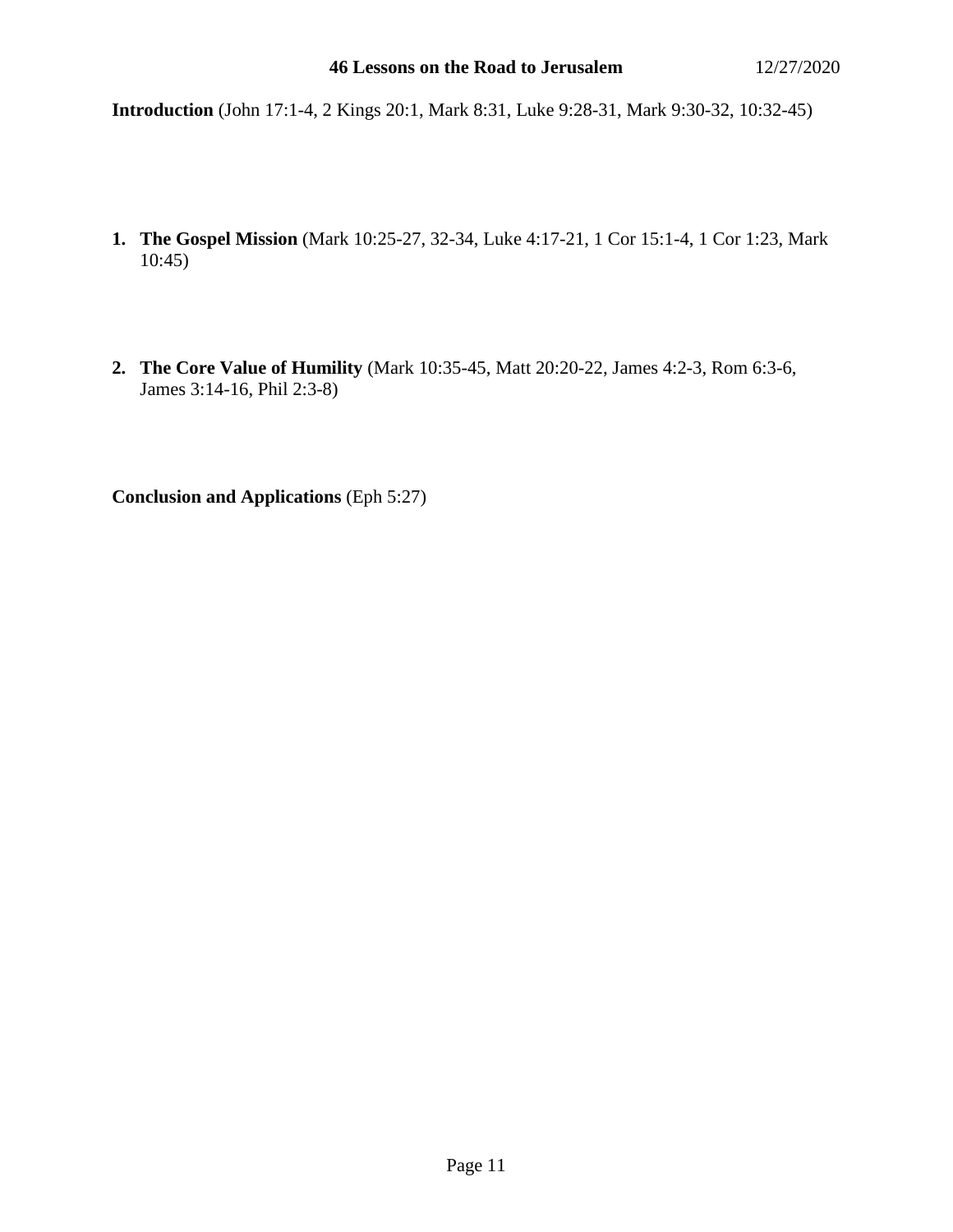# 46 Lessons on the Road to Jerusalem

12/27/2020

**Introduction** (John 17:1-4, 2 Kings 20:1, Mark 8:31, Luke 9:28-31, Mark 9:30-32, 10:32-45)

1. **The Gospel Mission** (Mark 10:25-27, 32-34, Luke 4:17-21, 1 Cor 15:1-4, 1 Cor 1:23, Mark 10:45)

2. **The Core Value of Humility** (Mark 10:35-45, Matt 20:20-22, James 4:2-3, Rom 6:3-6, James 3:14-16, Phil 2:3-8)

**Conclusion and Applications** (Eph 5:27)